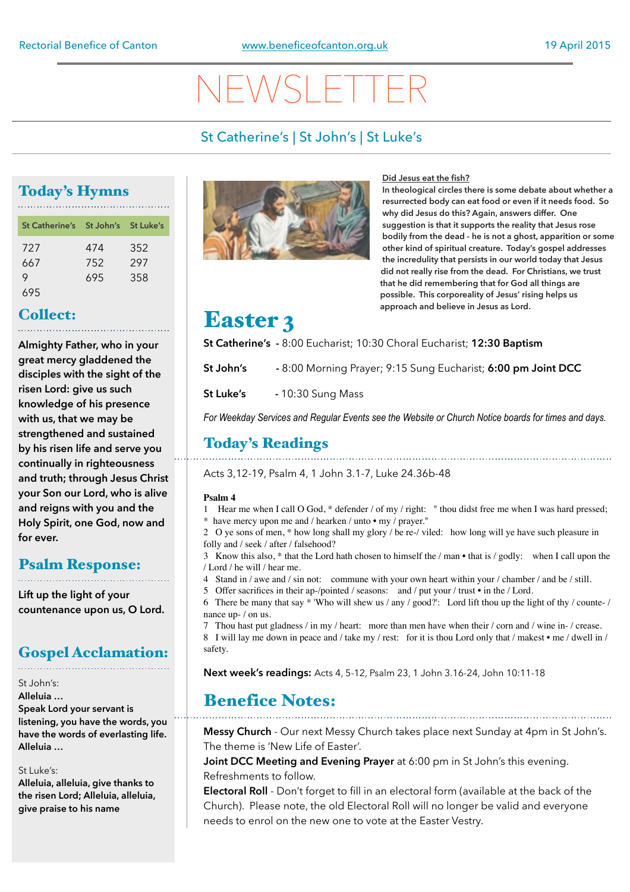Rectorial Benefice of Canton | www.beneficeofcanton.org.uk | 19 April 2015

# NEWSLETTER

St Catherine's | St John's | St Luke's

## Today's Hymns

| St Catherine's | St John's | St Luke's |
|---|---|---|
| 727 | 474 | 352 |
| 667 | 752 | 297 |
| 9 | 695 | 358 |
| 695 | | |

## Collect:

**Almighty Father, who in your great mercy gladdened the disciples with the sight of the risen Lord: give us such knowledge of his presence with us, that we may be strengthened and sustained by his risen life and serve you continually in righteousness and truth; through Jesus Christ your Son our Lord, who is alive and reigns with you and the Holy Spirit, one God, now and for ever.**

## Psalm Response:

**Lift up the light of your countenance upon us, O Lord.**

## Gospel Acclamation:

St John's:
**Alleluia …**
**Speak Lord your servant is listening, you have the words, you have the words of everlasting life. Alleluia …**

St Luke's:
**Alleluia, alleluia, give thanks to the risen Lord; Alleluia, alleluia, give praise to his name**

**Did Jesus eat the fish?**

**In theological circles there is some debate about whether a resurrected body can eat food or even if it needs food. So why did Jesus do this? Again, answers differ. One suggestion is that it supports the reality that Jesus rose bodily from the dead - he is not a ghost, apparition or some other kind of spiritual creature. Today's gospel addresses the incredulity that persists in our world today that Jesus did not really rise from the dead. For Christians, we trust that he did remembering that for God all things are possible. This corporeality of Jesus' rising helps us approach and believe in Jesus as Lord.**

## Easter 3

**St Catherine's** - 8:00 Eucharist; 10:30 Choral Eucharist; **12:30 Baptism**

**St John's** - 8:00 Morning Prayer; 9:15 Sung Eucharist; **6:00 pm Joint DCC**

**St Luke's** - 10:30 Sung Mass

*For Weekday Services and Regular Events see the Website or Church Notice boards for times and days.*

## Today's Readings

Acts 3,12-19, Psalm 4, 1 John 3.1-7, Luke 24.36b-48

**Psalm 4**

1 Hear me when I call O God, * defender / of my / right: " thou didst free me when I was hard pressed; * have mercy upon me and / hearken / unto • my / prayer."
2 O ye sons of men, * how long shall my glory / be re-/ viled: how long will ye have such pleasure in folly and / seek / after / falsehood?
3 Know this also, * that the Lord hath chosen to himself the / man • that is / godly: when I call upon the / Lord / he will / hear me.
4 Stand in / awe and / sin not: commune with your own heart within your / chamber / and be / still.
5 Offer sacrifices in their ap-/pointed / seasons: and / put your / trust • in the / Lord.
6 There be many that say * 'Who will shew us / any / good?': Lord lift thou up the light of thy / counte- / nance up- / on us.
7 Thou hast put gladness / in my / heart: more than men have when their / corn and / wine in- / crease.
8 I will lay me down in peace and / take my / rest: for it is thou Lord only that / makest • me / dwell in / safety.

**Next week's readings:** Acts 4, 5-12, Psalm 23, 1 John 3.16-24, John 10:11-18

## Benefice Notes:

**Messy Church** - Our next Messy Church takes place next Sunday at 4pm in St John's. The theme is 'New Life of Easter'.
**Joint DCC Meeting and Evening Prayer** at 6:00 pm in St John's this evening. Refreshments to follow.
**Electoral Roll** - Don't forget to fill in an electoral form (available at the back of the Church). Please note, the old Electoral Roll will no longer be valid and everyone needs to enrol on the new one to vote at the Easter Vestry.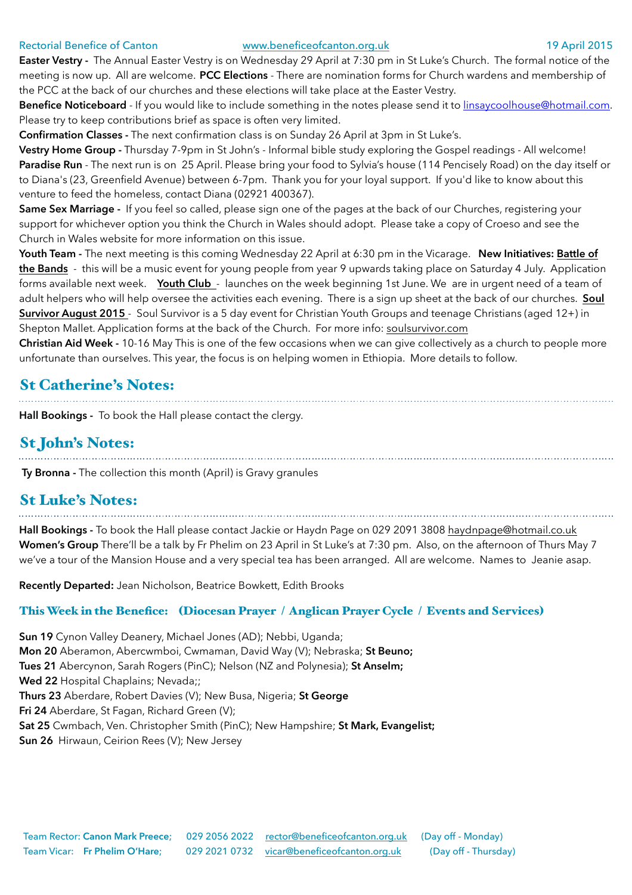**Easter Vestry -** The Annual Easter Vestry is on Wednesday 29 April at 7:30 pm in St Luke's Church. The formal notice of the meeting is now up. All are welcome. **PCC Elections** - There are nomination forms for Church wardens and membership of the PCC at the back of our churches and these elections will take place at the Easter Vestry.

**Benefice Noticeboard** - If you would like to include something in the notes please send it to linsaycoolhouse@hotmail.com. Please try to keep contributions brief as space is often very limited.

**Confirmation Classes -** The next confirmation class is on Sunday 26 April at 3pm in St Luke's.

**Vestry Home Group -** Thursday 7-9pm in St John's - Informal bible study exploring the Gospel readings - All welcome!

**Paradise Run** - The next run is on 25 April. Please bring your food to Sylvia's house (114 Pencisely Road) on the day itself or to Diana's (23, Greenfield Avenue) between 6-7pm. Thank you for your loyal support. If you'd like to know about this venture to feed the homeless, contact Diana (02921 400367).

**Same Sex Marriage -** If you feel so called, please sign one of the pages at the back of our Churches, registering your support for whichever option you think the Church in Wales should adopt. Please take a copy of Croeso and see the Church in Wales website for more information on this issue.

**Youth Team -** The next meeting is this coming Wednesday 22 April at 6:30 pm in the Vicarage. **New Initiatives: Battle of the Bands** - this will be a music event for young people from year 9 upwards taking place on Saturday 4 July. Application forms available next week. **Youth Club** - launches on the week beginning 1st June. We are in urgent need of a team of adult helpers who will help oversee the activities each evening. There is a sign up sheet at the back of our churches. **Soul Survivor August 2015** - Soul Survivor is a 5 day event for Christian Youth Groups and teenage Christians (aged 12+) in Shepton Mallet. Application forms at the back of the Church. For more info: soulsurvivor.com

**Christian Aid Week -** 10-16 May This is one of the few occasions when we can give collectively as a church to people more unfortunate than ourselves. This year, the focus is on helping women in Ethiopia. More details to follow.

## St Catherine's Notes:

**Hall Bookings -** To book the Hall please contact the clergy.

## St John's Notes:

**Ty Bronna -** The collection this month (April) is Gravy granules

## St Luke's Notes:

**Hall Bookings -** To book the Hall please contact Jackie or Haydn Page on 029 2091 3808 haydnpage@hotmail.co.uk

**Women's Group** There'll be a talk by Fr Phelim on 23 April in St Luke's at 7:30 pm. Also, on the afternoon of Thurs May 7 we've a tour of the Mansion House and a very special tea has been arranged. All are welcome. Names to Jeanie asap.

**Recently Departed:** Jean Nicholson, Beatrice Bowkett, Edith Brooks

### This Week in the Benefice: (Diocesan Prayer / Anglican Prayer Cycle / Events and Services)

**Sun 19** Cynon Valley Deanery, Michael Jones (AD); Nebbi, Uganda;
**Mon 20** Aberamon, Abercwmboi, Cwmaman, David Way (V); Nebraska; **St Beuno;**
**Tues 21** Abercynon, Sarah Rogers (PinC); Nelson (NZ and Polynesia); **St Anselm;**
**Wed 22** Hospital Chaplains; Nevada;;
**Thurs 23** Aberdare, Robert Davies (V); New Busa, Nigeria; **St George**
**Fri 24** Aberdare, St Fagan, Richard Green (V);
**Sat 25** Cwmbach, Ven. Christopher Smith (PinC); New Hampshire; **St Mark, Evangelist;**
**Sun 26** Hirwaun, Ceirion Rees (V); New Jersey

Team Rector: **Canon Mark Preece;** 029 2056 2022 rector@beneficeofcanton.org.uk (Day off - Monday)
Team Vicar: **Fr Phelim O'Hare;** 029 2021 0732 vicar@beneficeofcanton.org.uk (Day off - Thursday)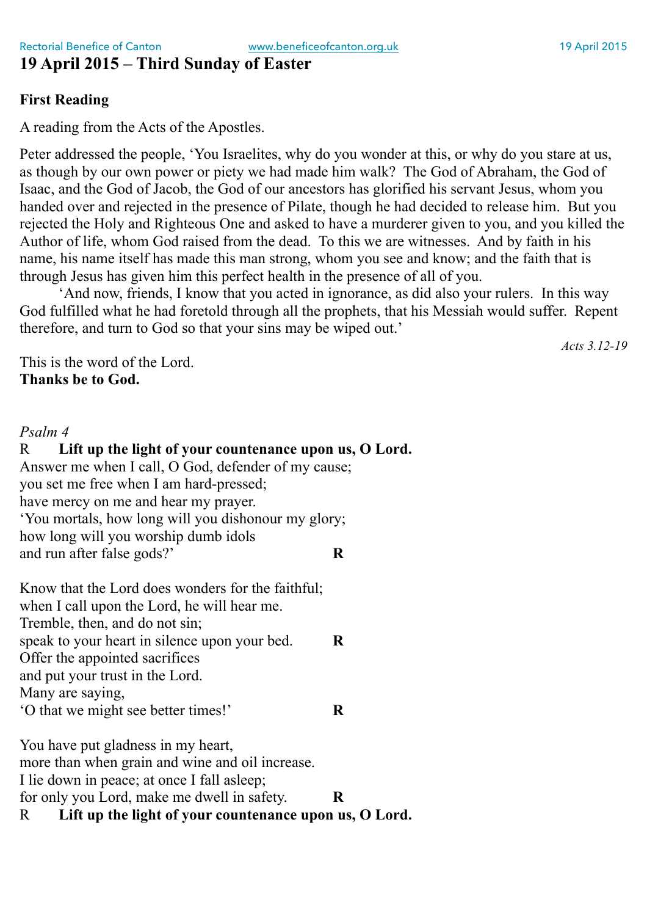# 19 April 2015 – Third Sunday of Easter

**First Reading**

A reading from the Acts of the Apostles.

Peter addressed the people, 'You Israelites, why do you wonder at this, or why do you stare at us, as though by our own power or piety we had made him walk? The God of Abraham, the God of Isaac, and the God of Jacob, the God of our ancestors has glorified his servant Jesus, whom you handed over and rejected in the presence of Pilate, though he had decided to release him. But you rejected the Holy and Righteous One and asked to have a murderer given to you, and you killed the Author of life, whom God raised from the dead. To this we are witnesses. And by faith in his name, his name itself has made this man strong, whom you see and know; and the faith that is through Jesus has given him this perfect health in the presence of all of you.

'And now, friends, I know that you acted in ignorance, as did also your rulers. In this way God fulfilled what he had foretold through all the prophets, that his Messiah would suffer. Repent therefore, and turn to God so that your sins may be wiped out.'

*Acts 3.12-19*

This is the word of the Lord.
**Thanks be to God.**

*Psalm 4*

R **Lift up the light of your countenance upon us, O Lord.**

Answer me when I call, O God, defender of my cause;
you set me free when I am hard-pressed;
have mercy on me and hear my prayer.
'You mortals, how long will you dishonour my glory;
how long will you worship dumb idols
and run after false gods?' **R**

Know that the Lord does wonders for the faithful;
when I call upon the Lord, he will hear me.
Tremble, then, and do not sin;
speak to your heart in silence upon your bed. **R**
Offer the appointed sacrifices
and put your trust in the Lord.
Many are saying,
'O that we might see better times!' **R**

You have put gladness in my heart,
more than when grain and wine and oil increase.
I lie down in peace; at once I fall asleep;
for only you Lord, make me dwell in safety. **R**

R **Lift up the light of your countenance upon us, O Lord.**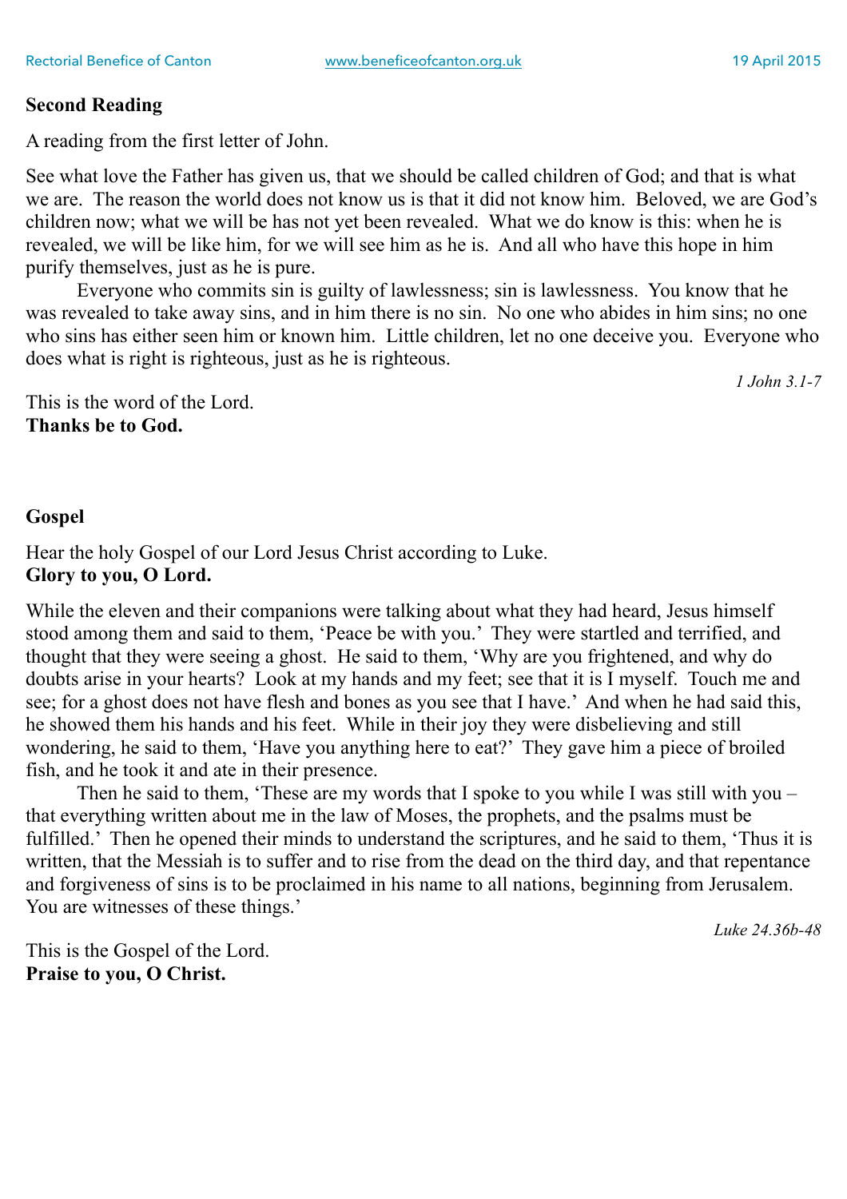## Second Reading

A reading from the first letter of John.

See what love the Father has given us, that we should be called children of God; and that is what we are. The reason the world does not know us is that it did not know him. Beloved, we are God's children now; what we will be has not yet been revealed. What we do know is this: when he is revealed, we will be like him, for we will see him as he is. And all who have this hope in him purify themselves, just as he is pure.

Everyone who commits sin is guilty of lawlessness; sin is lawlessness. You know that he was revealed to take away sins, and in him there is no sin. No one who abides in him sins; no one who sins has either seen him or known him. Little children, let no one deceive you. Everyone who does what is right is righteous, just as he is righteous.

*1 John 3.1-7*

This is the word of the Lord.
**Thanks be to God.**

## Gospel

Hear the holy Gospel of our Lord Jesus Christ according to Luke.
**Glory to you, O Lord.**

While the eleven and their companions were talking about what they had heard, Jesus himself stood among them and said to them, 'Peace be with you.' They were startled and terrified, and thought that they were seeing a ghost. He said to them, 'Why are you frightened, and why do doubts arise in your hearts? Look at my hands and my feet; see that it is I myself. Touch me and see; for a ghost does not have flesh and bones as you see that I have.' And when he had said this, he showed them his hands and his feet. While in their joy they were disbelieving and still wondering, he said to them, 'Have you anything here to eat?' They gave him a piece of broiled fish, and he took it and ate in their presence.

Then he said to them, 'These are my words that I spoke to you while I was still with you – that everything written about me in the law of Moses, the prophets, and the psalms must be fulfilled.' Then he opened their minds to understand the scriptures, and he said to them, 'Thus it is written, that the Messiah is to suffer and to rise from the dead on the third day, and that repentance and forgiveness of sins is to be proclaimed in his name to all nations, beginning from Jerusalem. You are witnesses of these things.'

*Luke 24.36b-48*

This is the Gospel of the Lord.
**Praise to you, O Christ.**